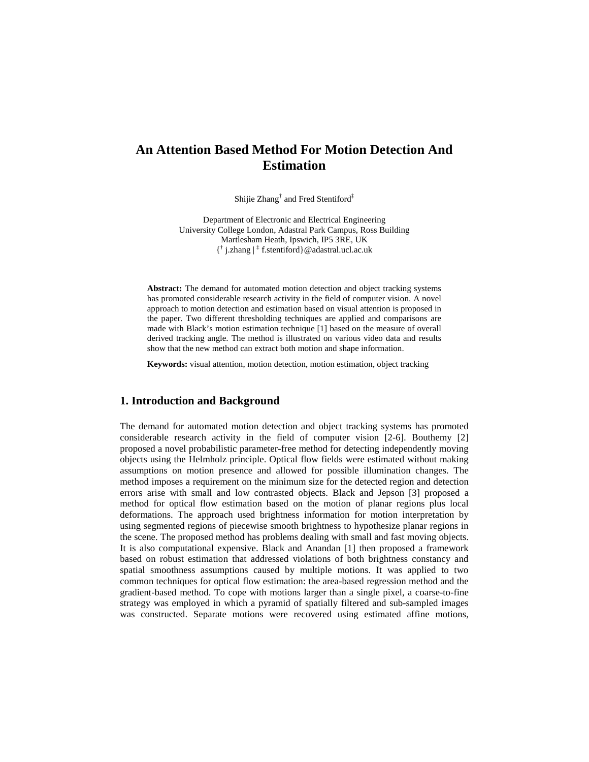# An Attention Based Method For Motion Detection And Estimation

Shijie Zhang[†] and Fred Stentiford[‡]

Department of Electronic and Electrical Engineering
University College London, Adastral Park Campus, Ross Building
Martlesham Heath, Ipswich, IP5 3RE, UK
{[†] j.zhang | [‡] f.stentiford}@adastral.ucl.ac.uk

**Abstract:** The demand for automated motion detection and object tracking systems has promoted considerable research activity in the field of computer vision. A novel approach to motion detection and estimation based on visual attention is proposed in the paper. Two different thresholding techniques are applied and comparisons are made with Black's motion estimation technique [1] based on the measure of overall derived tracking angle. The method is illustrated on various video data and results show that the new method can extract both motion and shape information.

**Keywords:** visual attention, motion detection, motion estimation, object tracking

## 1. Introduction and Background

The demand for automated motion detection and object tracking systems has promoted considerable research activity in the field of computer vision [2-6]. Bouthemy [2] proposed a novel probabilistic parameter-free method for detecting independently moving objects using the Helmholz principle. Optical flow fields were estimated without making assumptions on motion presence and allowed for possible illumination changes. The method imposes a requirement on the minimum size for the detected region and detection errors arise with small and low contrasted objects. Black and Jepson [3] proposed a method for optical flow estimation based on the motion of planar regions plus local deformations. The approach used brightness information for motion interpretation by using segmented regions of piecewise smooth brightness to hypothesize planar regions in the scene. The proposed method has problems dealing with small and fast moving objects. It is also computational expensive. Black and Anandan [1] then proposed a framework based on robust estimation that addressed violations of both brightness constancy and spatial smoothness assumptions caused by multiple motions. It was applied to two common techniques for optical flow estimation: the area-based regression method and the gradient-based method. To cope with motions larger than a single pixel, a coarse-to-fine strategy was employed in which a pyramid of spatially filtered and sub-sampled images was constructed. Separate motions were recovered using estimated affine motions,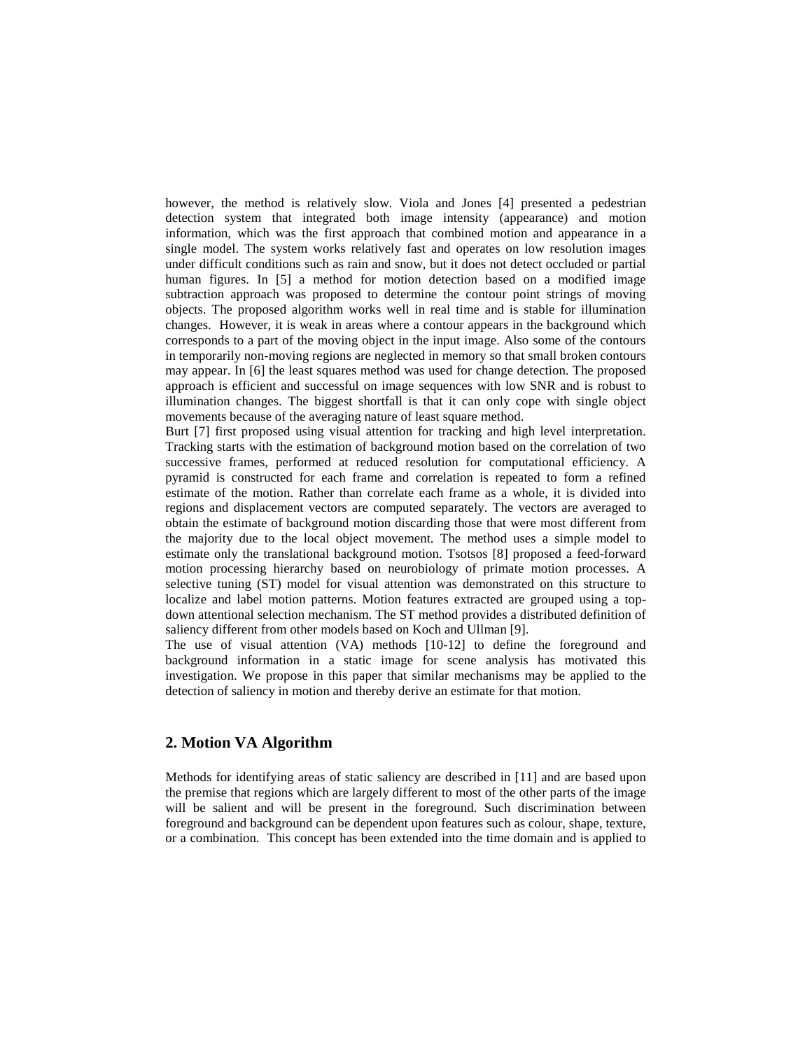however, the method is relatively slow. Viola and Jones [4] presented a pedestrian detection system that integrated both image intensity (appearance) and motion information, which was the first approach that combined motion and appearance in a single model. The system works relatively fast and operates on low resolution images under difficult conditions such as rain and snow, but it does not detect occluded or partial human figures. In [5] a method for motion detection based on a modified image subtraction approach was proposed to determine the contour point strings of moving objects. The proposed algorithm works well in real time and is stable for illumination changes. However, it is weak in areas where a contour appears in the background which corresponds to a part of the moving object in the input image. Also some of the contours in temporarily non-moving regions are neglected in memory so that small broken contours may appear. In [6] the least squares method was used for change detection. The proposed approach is efficient and successful on image sequences with low SNR and is robust to illumination changes. The biggest shortfall is that it can only cope with single object movements because of the averaging nature of least square method.

Burt [7] first proposed using visual attention for tracking and high level interpretation. Tracking starts with the estimation of background motion based on the correlation of two successive frames, performed at reduced resolution for computational efficiency. A pyramid is constructed for each frame and correlation is repeated to form a refined estimate of the motion. Rather than correlate each frame as a whole, it is divided into regions and displacement vectors are computed separately. The vectors are averaged to obtain the estimate of background motion discarding those that were most different from the majority due to the local object movement. The method uses a simple model to estimate only the translational background motion. Tsotsos [8] proposed a feed-forward motion processing hierarchy based on neurobiology of primate motion processes. A selective tuning (ST) model for visual attention was demonstrated on this structure to localize and label motion patterns. Motion features extracted are grouped using a top-down attentional selection mechanism. The ST method provides a distributed definition of saliency different from other models based on Koch and Ullman [9].

The use of visual attention (VA) methods [10-12] to define the foreground and background information in a static image for scene analysis has motivated this investigation. We propose in this paper that similar mechanisms may be applied to the detection of saliency in motion and thereby derive an estimate for that motion.

## 2. Motion VA Algorithm

Methods for identifying areas of static saliency are described in [11] and are based upon the premise that regions which are largely different to most of the other parts of the image will be salient and will be present in the foreground. Such discrimination between foreground and background can be dependent upon features such as colour, shape, texture, or a combination. This concept has been extended into the time domain and is applied to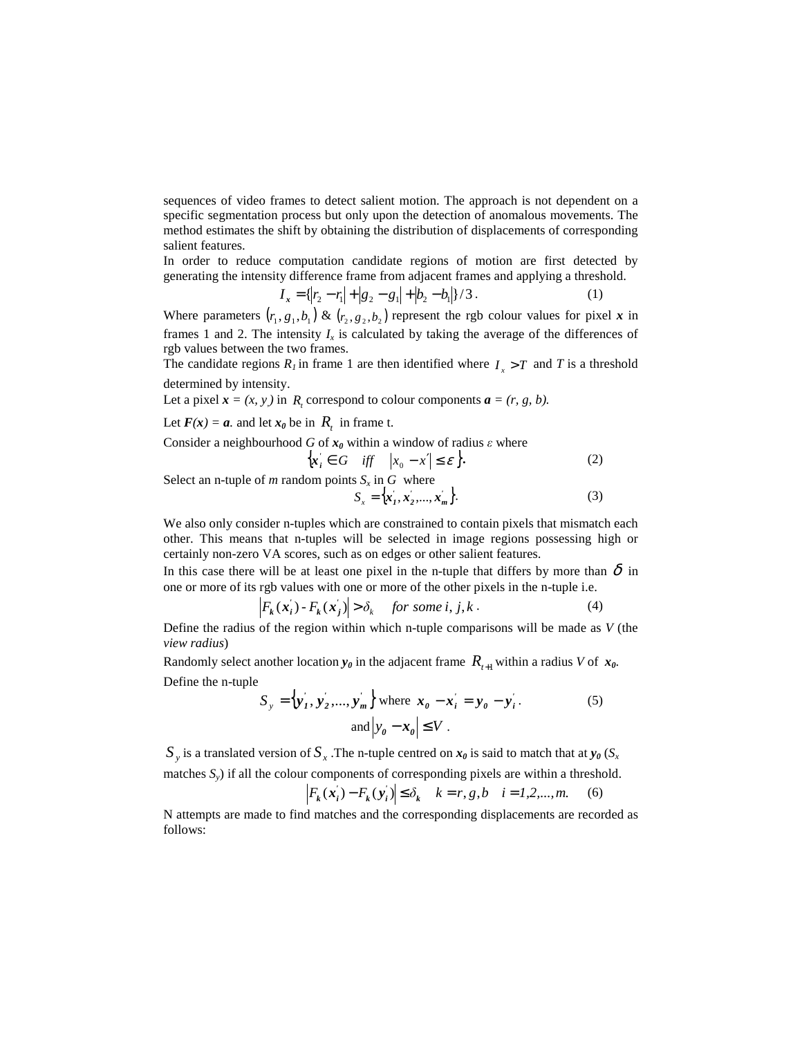sequences of video frames to detect salient motion. The approach is not dependent on a specific segmentation process but only upon the detection of anomalous movements. The method estimates the shift by obtaining the distribution of displacements of corresponding salient features.

In order to reduce computation candidate regions of motion are first detected by generating the intensity difference frame from adjacent frames and applying a threshold.

$$I_x = \{|r_2 - r_1| + |g_2 - g_1| + |b_2 - b_1|\}/3\,. \tag{1}$$

Where parameters $(r_1, g_1, b_1)$ & $(r_2, g_2, b_2)$ represent the rgb colour values for pixel $\boldsymbol{x}$ in frames 1 and 2. The intensity $I_x$ is calculated by taking the average of the differences of rgb values between the two frames.

The candidate regions $R_1$ in frame 1 are then identified where $I_x > T$ and $T$ is a threshold determined by intensity.

Let a pixel $\boldsymbol{x} = (x, y)$ in $R_t$ correspond to colour components $\boldsymbol{a} = (r, g, b)$.

Let $\boldsymbol{F}(\boldsymbol{x}) = \boldsymbol{a}$. and let $\boldsymbol{x_0}$ be in $R_t$ in frame t.

Consider a neighbourhood $G$ of $\boldsymbol{x_0}$ within a window of radius $\varepsilon$ where

$$\{\boldsymbol{x}_i' \in G \quad iff \quad |x_0 - x'| \le \varepsilon\}. \tag{2}$$

Select an n-tuple of $m$ random points $S_x$ in $G$ where

$$S_x = \{\boldsymbol{x}_1', \boldsymbol{x}_2', ..., \boldsymbol{x}_m'\}. \tag{3}$$

We also only consider n-tuples which are constrained to contain pixels that mismatch each other. This means that n-tuples will be selected in image regions possessing high or certainly non-zero VA scores, such as on edges or other salient features.

In this case there will be at least one pixel in the n-tuple that differs by more than $\delta$ in one or more of its rgb values with one or more of the other pixels in the n-tuple i.e.

$$|F_k(\boldsymbol{x}_i') - F_k(\boldsymbol{x}_j')| > \delta_k \quad for\ some\ i, j, k\,. \tag{4}$$

Define the radius of the region within which n-tuple comparisons will be made as $V$ (the *view radius*)

Randomly select another location $\boldsymbol{y_0}$ in the adjacent frame $R_{t+1}$ within a radius $V$ of $\boldsymbol{x_0}$.

Define the n-tuple

$$S_y = \{\boldsymbol{y}_1', \boldsymbol{y}_2', ..., \boldsymbol{y}_m'\} \text{ where } \boldsymbol{x_0} - \boldsymbol{x}_i' = \boldsymbol{y_0} - \boldsymbol{y}_i'\,. \tag{5}$$
$$\text{and } |\boldsymbol{y_0} - \boldsymbol{x_0}| \le V\,.$$

$S_y$ is a translated version of $S_x$ .The n-tuple centred on $\boldsymbol{x_0}$ is said to match that at $\boldsymbol{y_0}$ ($S_x$ matches $S_y$) if all the colour components of corresponding pixels are within a threshold.

$$|F_k(\boldsymbol{x}_i') - F_k(\boldsymbol{y}_i')| \le \delta_k \quad k = r, g, b \quad i = 1, 2, ..., m. \tag{6}$$

N attempts are made to find matches and the corresponding displacements are recorded as follows: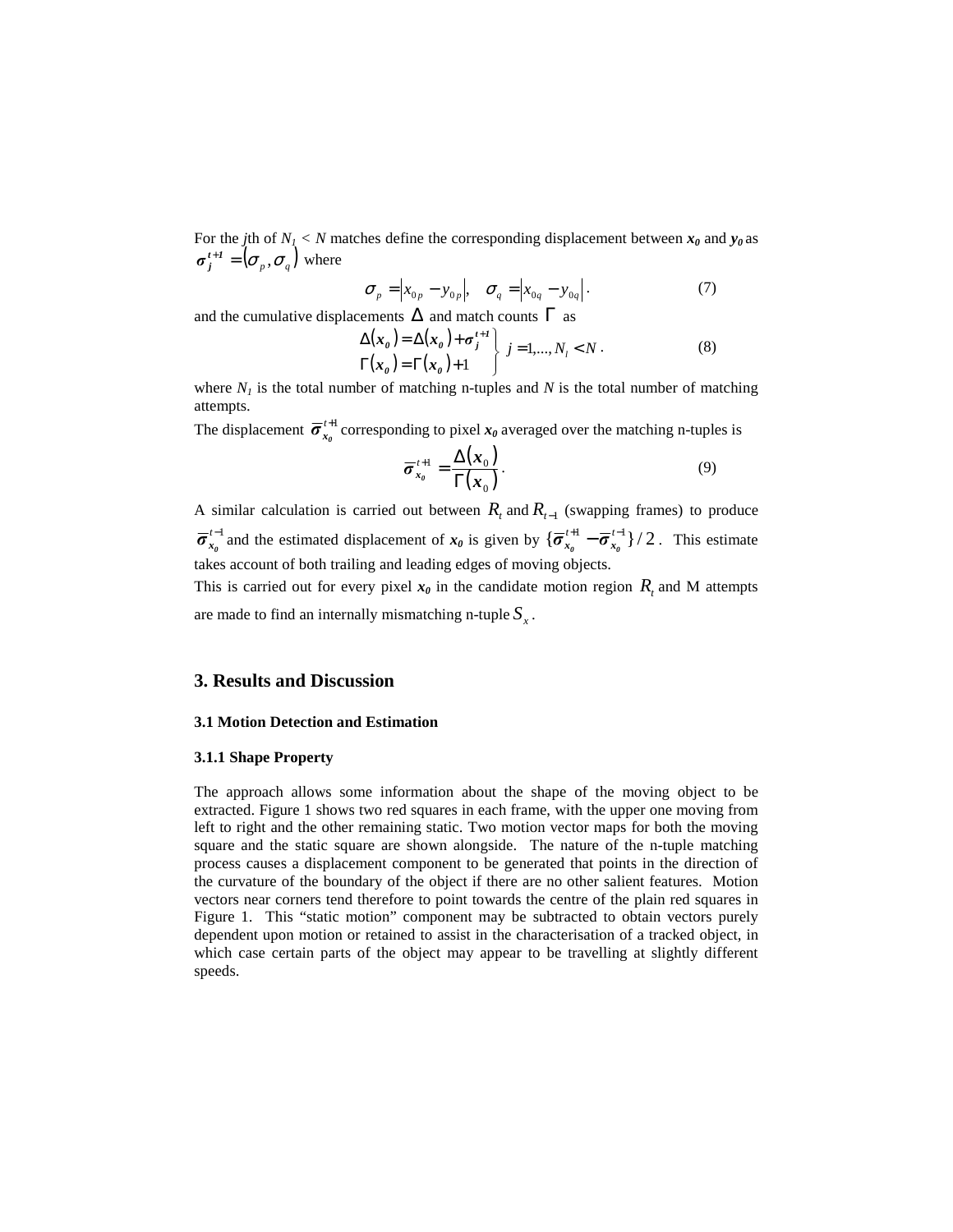For the $j$th of $N_1 < N$ matches define the corresponding displacement between $\boldsymbol{x_0}$ and $\boldsymbol{y_0}$ as $\boldsymbol{\sigma}_j^{t+1} = (\sigma_p, \sigma_q)$ where

$$\sigma_p = \left|x_{0p} - y_{0p}\right|, \quad \sigma_q = \left|x_{0q} - y_{0q}\right|. \tag{7}$$

and the cumulative displacements $\Delta$ and match counts $\Gamma$ as

$$\left.\begin{array}{l} \Delta(\boldsymbol{x_0}) = \Delta(\boldsymbol{x_0}) + \boldsymbol{\sigma}_j^{t+1} \\ \Gamma(\boldsymbol{x_0}) = \Gamma(\boldsymbol{x_0}) + 1 \end{array}\right\} \; j = 1, \ldots, N_1 < N. \tag{8}$$

where $N_1$ is the total number of matching n-tuples and $N$ is the total number of matching attempts.

The displacement $\overline{\boldsymbol{\sigma}}_{\boldsymbol{x_0}}^{t+1}$ corresponding to pixel $\boldsymbol{x_0}$ averaged over the matching n-tuples is

$$\overline{\boldsymbol{\sigma}}_{\boldsymbol{x_0}}^{t+1} = \frac{\Delta(\boldsymbol{x}_0)}{\Gamma(\boldsymbol{x}_0)}. \tag{9}$$

A similar calculation is carried out between $R_t$ and $R_{t-1}$ (swapping frames) to produce $\overline{\boldsymbol{\sigma}}_{\boldsymbol{x_0}}^{t-1}$ and the estimated displacement of $\boldsymbol{x_0}$ is given by $\{\overline{\boldsymbol{\sigma}}_{\boldsymbol{x_0}}^{t+1} - \overline{\boldsymbol{\sigma}}_{\boldsymbol{x_0}}^{t-1}\}/2$. This estimate takes account of both trailing and leading edges of moving objects.

This is carried out for every pixel $\boldsymbol{x_0}$ in the candidate motion region $R_t$ and M attempts are made to find an internally mismatching n-tuple $S_x$.

## 3. Results and Discussion

### 3.1 Motion Detection and Estimation

#### 3.1.1 Shape Property

The approach allows some information about the shape of the moving object to be extracted. Figure 1 shows two red squares in each frame, with the upper one moving from left to right and the other remaining static. Two motion vector maps for both the moving square and the static square are shown alongside. The nature of the n-tuple matching process causes a displacement component to be generated that points in the direction of the curvature of the boundary of the object if there are no other salient features. Motion vectors near corners tend therefore to point towards the centre of the plain red squares in Figure 1. This "static motion" component may be subtracted to obtain vectors purely dependent upon motion or retained to assist in the characterisation of a tracked object, in which case certain parts of the object may appear to be travelling at slightly different speeds.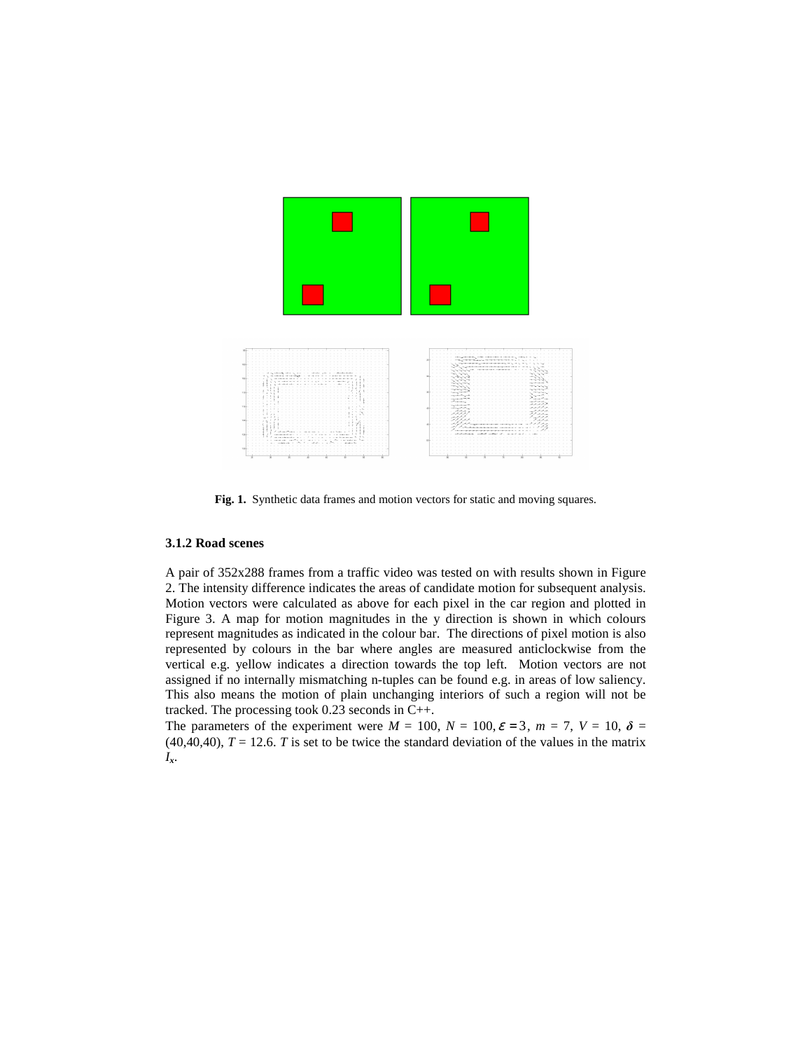**Fig. 1.** Synthetic data frames and motion vectors for static and moving squares.

### 3.1.2 Road scenes

A pair of 352x288 frames from a traffic video was tested on with results shown in Figure 2. The intensity difference indicates the areas of candidate motion for subsequent analysis. Motion vectors were calculated as above for each pixel in the car region and plotted in Figure 3. A map for motion magnitudes in the y direction is shown in which colours represent magnitudes as indicated in the colour bar. The directions of pixel motion is also represented by colours in the bar where angles are measured anticlockwise from the vertical e.g. yellow indicates a direction towards the top left. Motion vectors are not assigned if no internally mismatching n-tuples can be found e.g. in areas of low saliency. This also means the motion of plain unchanging interiors of such a region will not be tracked. The processing took 0.23 seconds in C++.
The parameters of the experiment were $M$ = 100, $N$ = 100, $\varepsilon = 3$, $m$ = 7, $V$ = 10, $\boldsymbol{\delta}$ = (40,40,40), $T$ = 12.6. $T$ is set to be twice the standard deviation of the values in the matrix $I_x$.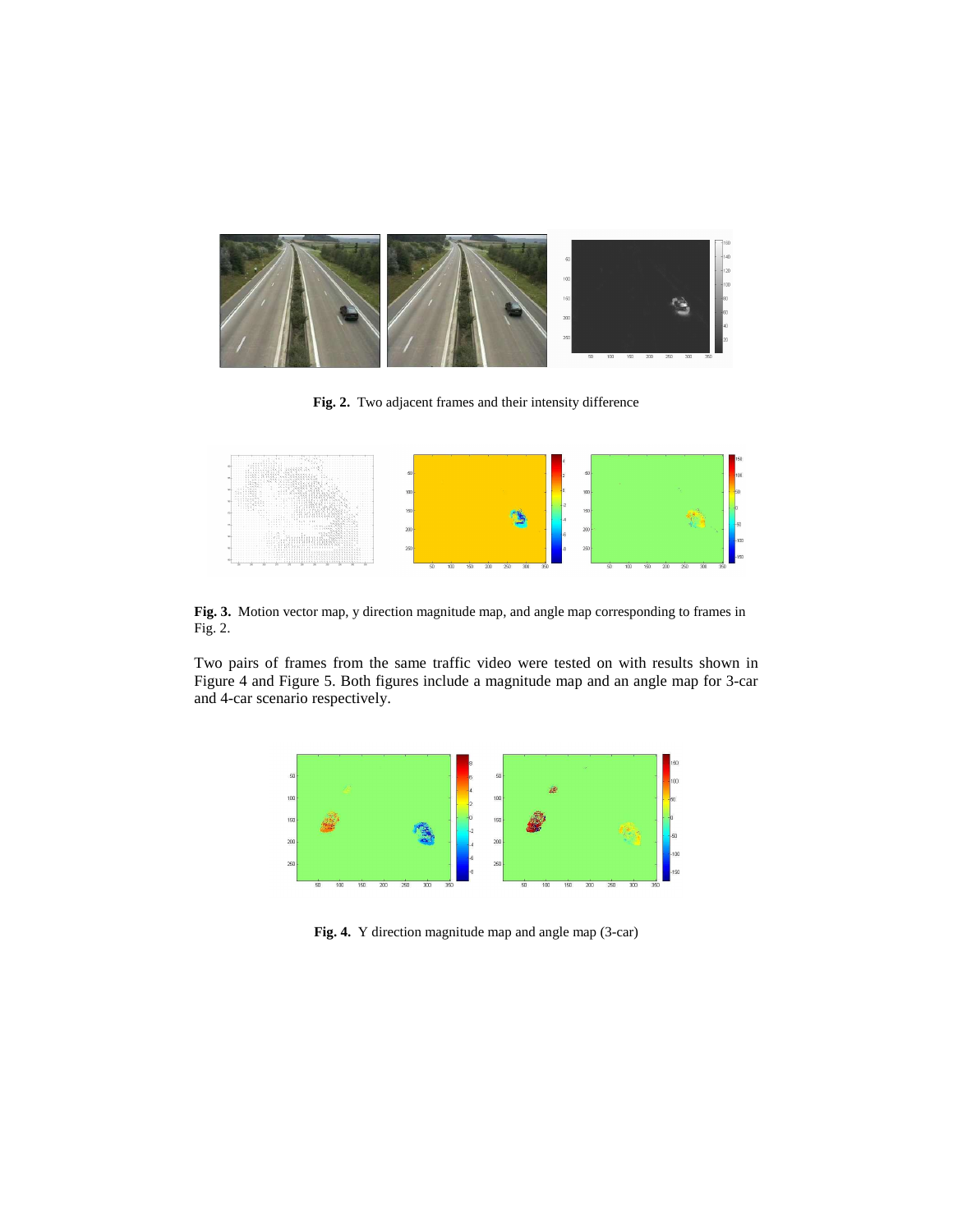**Fig. 2.** Two adjacent frames and their intensity difference

**Fig. 3.** Motion vector map, y direction magnitude map, and angle map corresponding to frames in Fig. 2.

Two pairs of frames from the same traffic video were tested on with results shown in Figure 4 and Figure 5. Both figures include a magnitude map and an angle map for 3-car and 4-car scenario respectively.

**Fig. 4.** Y direction magnitude map and angle map (3-car)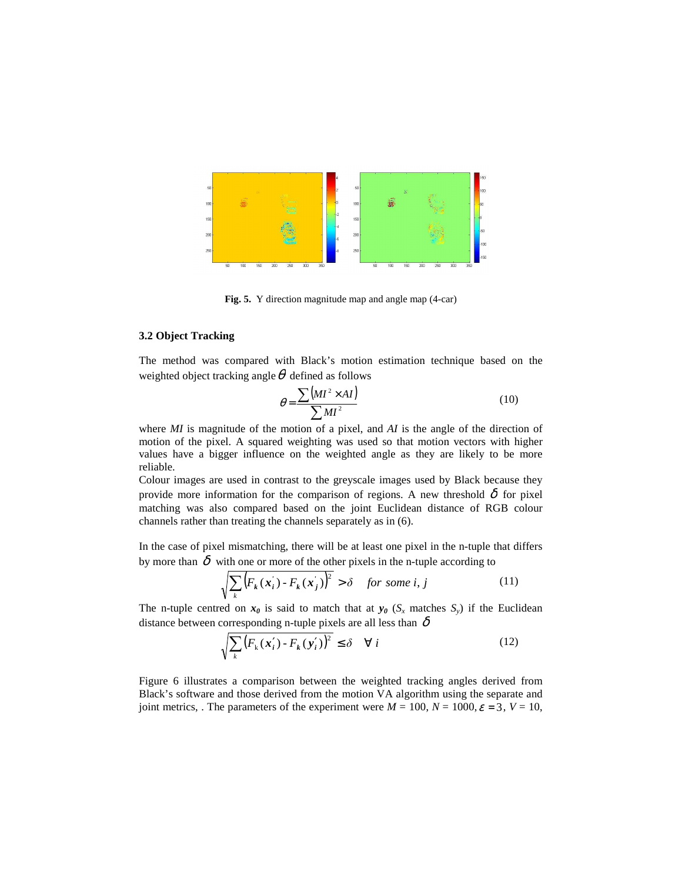**Fig. 5.** Y direction magnitude map and angle map (4-car)

### 3.2 Object Tracking

The method was compared with Black's motion estimation technique based on the weighted object tracking angle $\theta$ defined as follows

$$\theta = \frac{\sum \left(MI^2 \times AI\right)}{\sum MI^2} \tag{10}$$

where *MI* is magnitude of the motion of a pixel, and *AI* is the angle of the direction of motion of the pixel. A squared weighting was used so that motion vectors with higher values have a bigger influence on the weighted angle as they are likely to be more reliable.

Colour images are used in contrast to the greyscale images used by Black because they provide more information for the comparison of regions. A new threshold $\delta$ for pixel matching was also compared based on the joint Euclidean distance of RGB colour channels rather than treating the channels separately as in (6).

In the case of pixel mismatching, there will be at least one pixel in the n-tuple that differs by more than $\delta$ with one or more of the other pixels in the n-tuple according to

$$\sqrt{\sum_k \left(F_k(x_i^{'}) - F_k(x_j^{'})\right)^2} > \delta \quad \textit{for some } i, j \tag{11}$$

The n-tuple centred on $\boldsymbol{x_0}$ is said to match that at $\boldsymbol{y_0}$ ($S_x$ matches $S_y$) if the Euclidean distance between corresponding n-tuple pixels are all less than $\delta$

$$\sqrt{\sum_k \left(F_k(x_i^{\prime}) - F_k(y_i^{\prime})\right)^2} \le \delta \quad \forall\, i \tag{12}$$

Figure 6 illustrates a comparison between the weighted tracking angles derived from Black's software and those derived from the motion VA algorithm using the separate and joint metrics, . The parameters of the experiment were $M$ = 100, $N$ = 1000, $\varepsilon = 3$, $V$ = 10,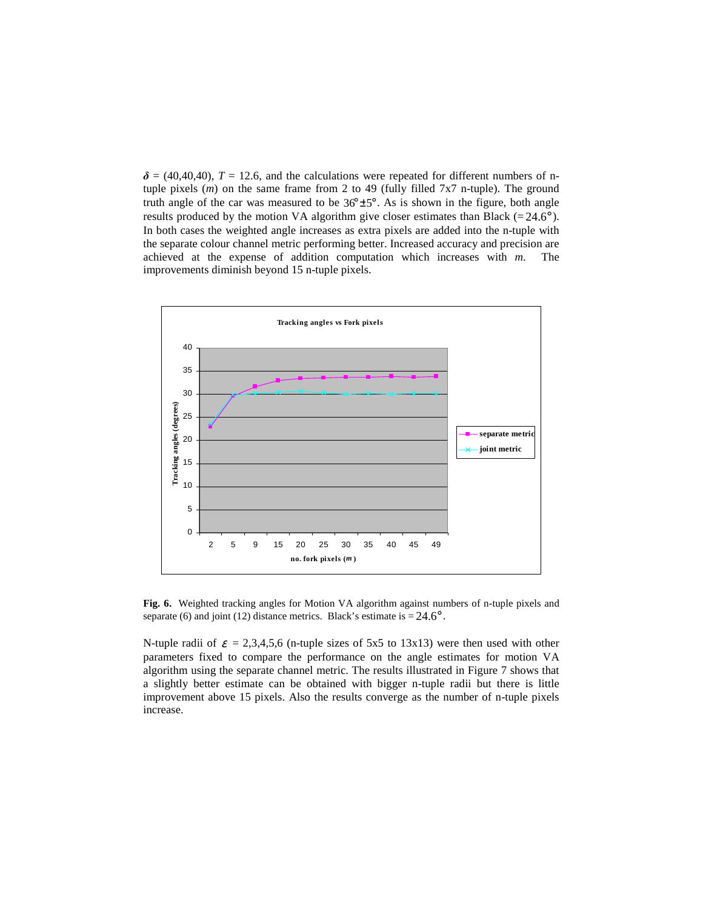$\boldsymbol{\delta}$ = (40,40,40), $T$ = 12.6, and the calculations were repeated for different numbers of n-tuple pixels ($m$) on the same frame from 2 to 49 (fully filled 7x7 n-tuple). The ground truth angle of the car was measured to be $36° \pm 5°$. As is shown in the figure, both angle results produced by the motion VA algorithm give closer estimates than Black (=24.6°). In both cases the weighted angle increases as extra pixels are added into the n-tuple with the separate colour channel metric performing better. Increased accuracy and precision are achieved at the expense of addition computation which increases with $m$. The improvements diminish beyond 15 n-tuple pixels.

**Fig. 6.** Weighted tracking angles for Motion VA algorithm against numbers of n-tuple pixels and separate (6) and joint (12) distance metrics. Black's estimate is = 24.6°.

N-tuple radii of $\varepsilon$ = 2,3,4,5,6 (n-tuple sizes of 5x5 to 13x13) were then used with other parameters fixed to compare the performance on the angle estimates for motion VA algorithm using the separate channel metric. The results illustrated in Figure 7 shows that a slightly better estimate can be obtained with bigger n-tuple radii but there is little improvement above 15 pixels. Also the results converge as the number of n-tuple pixels increase.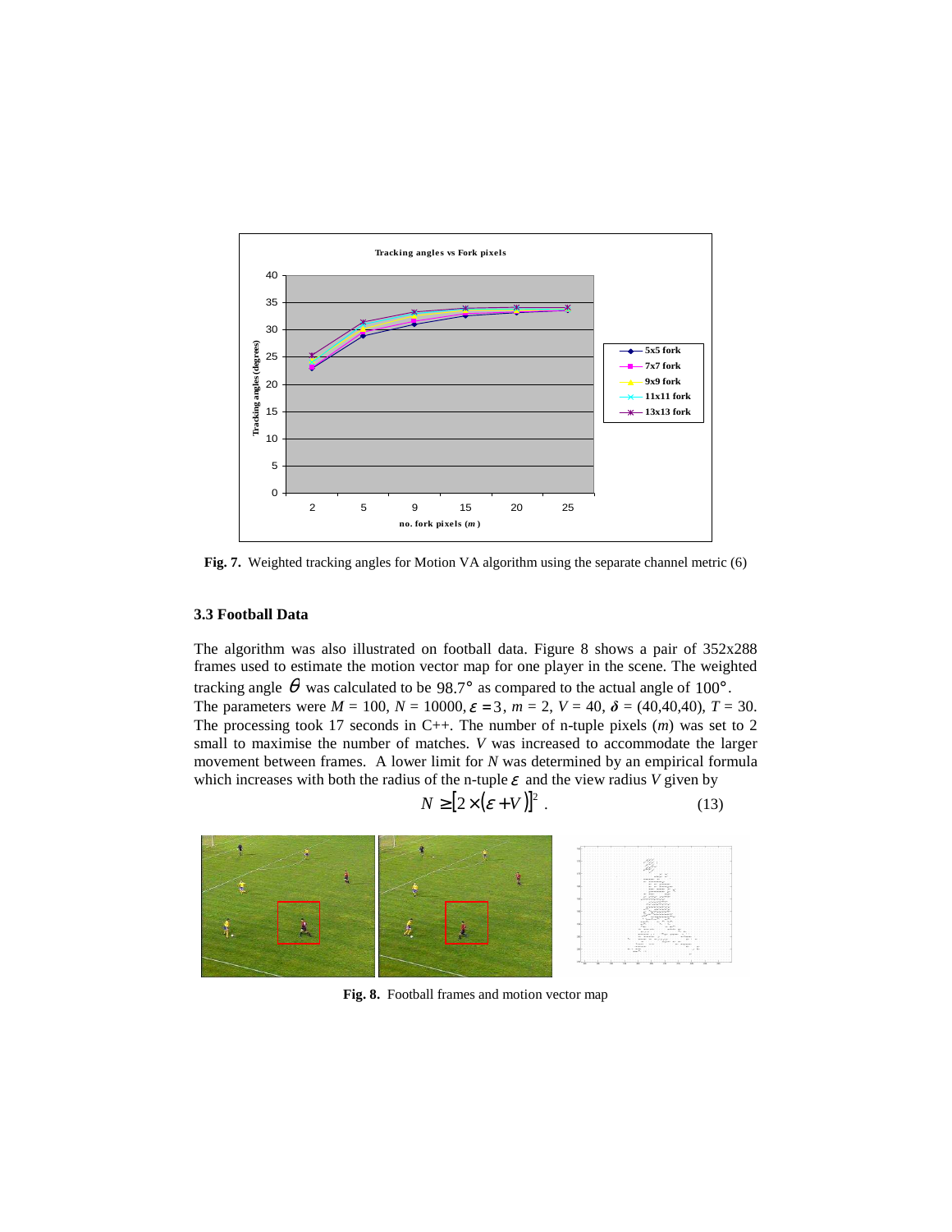**Fig. 7.** Weighted tracking angles for Motion VA algorithm using the separate channel metric (6)

### 3.3 Football Data

The algorithm was also illustrated on football data. Figure 8 shows a pair of 352x288 frames used to estimate the motion vector map for one player in the scene. The weighted tracking angle $\theta$ was calculated to be $98.7°$ as compared to the actual angle of $100°$. The parameters were $M$ = 100, $N$ = 10000, $\varepsilon = 3$, $m$ = 2, $V$ = 40, $\boldsymbol{\delta}$ = (40,40,40), $T$ = 30. The processing took 17 seconds in C++. The number of n-tuple pixels ($m$) was set to 2 small to maximise the number of matches. $V$ was increased to accommodate the larger movement between frames. A lower limit for $N$ was determined by an empirical formula which increases with both the radius of the n-tuple $\varepsilon$ and the view radius $V$ given by

$$N \geq [2 \times (\varepsilon + V)]^2 \, . \tag{13}$$

**Fig. 8.** Football frames and motion vector map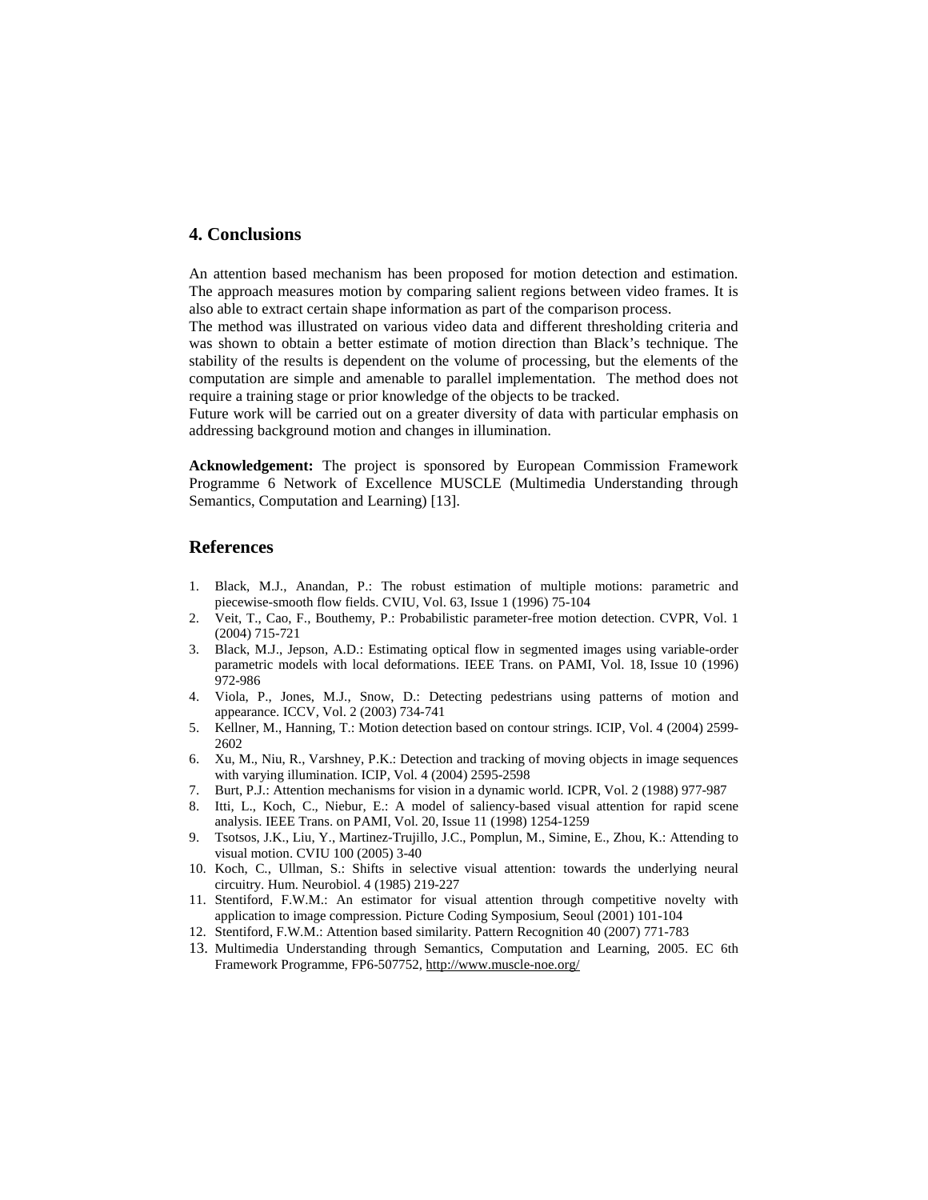## 4. Conclusions

An attention based mechanism has been proposed for motion detection and estimation. The approach measures motion by comparing salient regions between video frames. It is also able to extract certain shape information as part of the comparison process.
The method was illustrated on various video data and different thresholding criteria and was shown to obtain a better estimate of motion direction than Black's technique. The stability of the results is dependent on the volume of processing, but the elements of the computation are simple and amenable to parallel implementation. The method does not require a training stage or prior knowledge of the objects to be tracked.
Future work will be carried out on a greater diversity of data with particular emphasis on addressing background motion and changes in illumination.

**Acknowledgement:** The project is sponsored by European Commission Framework Programme 6 Network of Excellence MUSCLE (Multimedia Understanding through Semantics, Computation and Learning) [13].

## References

1. Black, M.J., Anandan, P.: The robust estimation of multiple motions: parametric and piecewise-smooth flow fields. CVIU, Vol. 63, Issue 1 (1996) 75-104
2. Veit, T., Cao, F., Bouthemy, P.: Probabilistic parameter-free motion detection. CVPR, Vol. 1 (2004) 715-721
3. Black, M.J., Jepson, A.D.: Estimating optical flow in segmented images using variable-order parametric models with local deformations. IEEE Trans. on PAMI, Vol. 18, Issue 10 (1996) 972-986
4. Viola, P., Jones, M.J., Snow, D.: Detecting pedestrians using patterns of motion and appearance. ICCV, Vol. 2 (2003) 734-741
5. Kellner, M., Hanning, T.: Motion detection based on contour strings. ICIP, Vol. 4 (2004) 2599-2602
6. Xu, M., Niu, R., Varshney, P.K.: Detection and tracking of moving objects in image sequences with varying illumination. ICIP, Vol. 4 (2004) 2595-2598
7. Burt, P.J.: Attention mechanisms for vision in a dynamic world. ICPR, Vol. 2 (1988) 977-987
8. Itti, L., Koch, C., Niebur, E.: A model of saliency-based visual attention for rapid scene analysis. IEEE Trans. on PAMI, Vol. 20, Issue 11 (1998) 1254-1259
9. Tsotsos, J.K., Liu, Y., Martinez-Trujillo, J.C., Pomplun, M., Simine, E., Zhou, K.: Attending to visual motion. CVIU 100 (2005) 3-40
10. Koch, C., Ullman, S.: Shifts in selective visual attention: towards the underlying neural circuitry. Hum. Neurobiol. 4 (1985) 219-227
11. Stentiford, F.W.M.: An estimator for visual attention through competitive novelty with application to image compression. Picture Coding Symposium, Seoul (2001) 101-104
12. Stentiford, F.W.M.: Attention based similarity. Pattern Recognition 40 (2007) 771-783
13. Multimedia Understanding through Semantics, Computation and Learning, 2005. EC 6th Framework Programme, FP6-507752, http://www.muscle-noe.org/